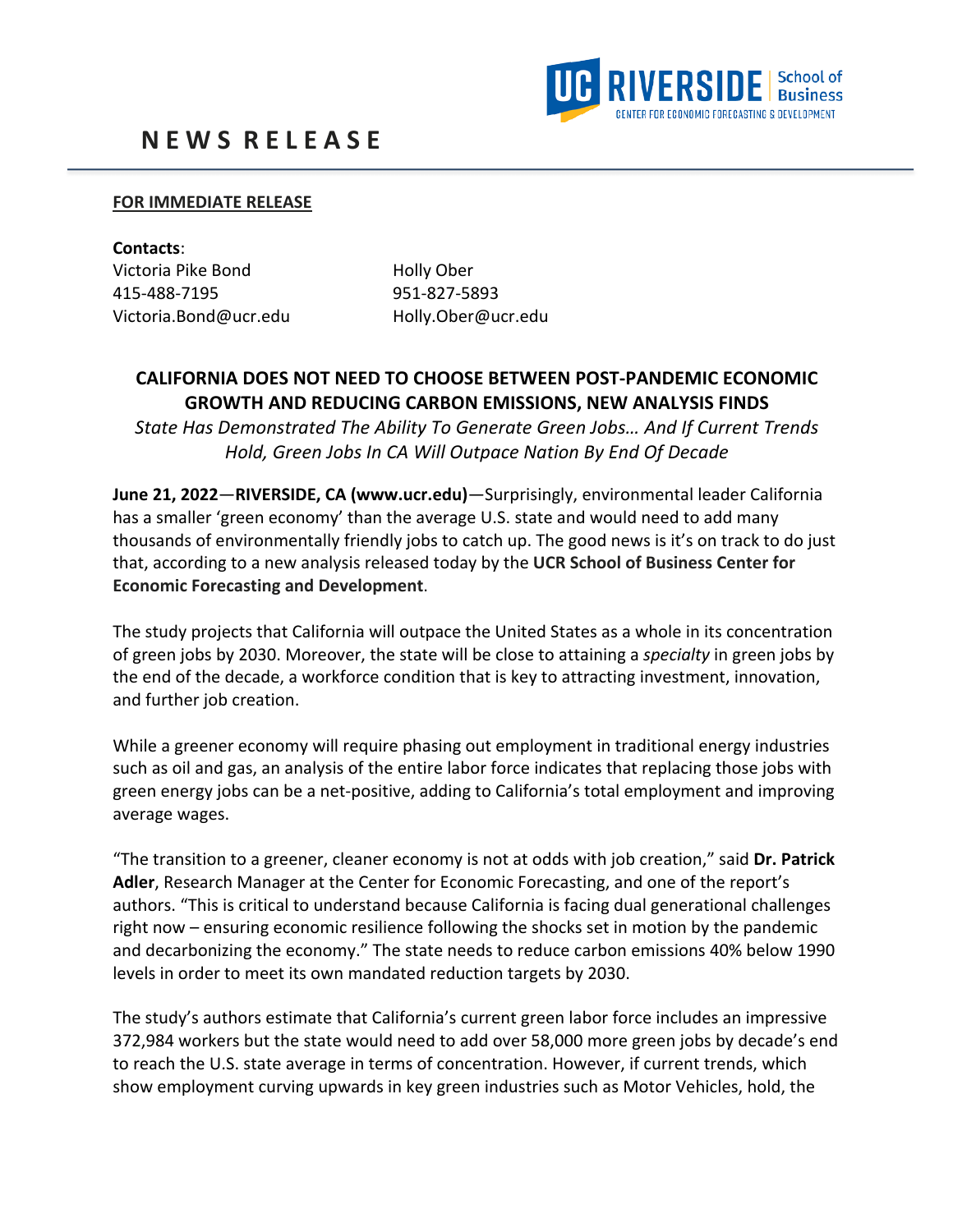# NEWS RELEASE

**FOR IMMEDIATE RELEASE**

**Contacts**:

Victoria Pike Bond
415-488-7195
Victoria.Bond@ucr.edu

Holly Ober
951-827-5893
Holly.Ober@ucr.edu

## CALIFORNIA DOES NOT NEED TO CHOOSE BETWEEN POST-PANDEMIC ECONOMIC GROWTH AND REDUCING CARBON EMISSIONS, NEW ANALYSIS FINDS

*State Has Demonstrated The Ability To Generate Green Jobs… And If Current Trends Hold, Green Jobs In CA Will Outpace Nation By End Of Decade*

**June 21, 2022**—**RIVERSIDE, CA (www.ucr.edu)**—Surprisingly, environmental leader California has a smaller 'green economy' than the average U.S. state and would need to add many thousands of environmentally friendly jobs to catch up. The good news is it's on track to do just that, according to a new analysis released today by the **UCR School of Business Center for Economic Forecasting and Development**.

The study projects that California will outpace the United States as a whole in its concentration of green jobs by 2030. Moreover, the state will be close to attaining a *specialty* in green jobs by the end of the decade, a workforce condition that is key to attracting investment, innovation, and further job creation.

While a greener economy will require phasing out employment in traditional energy industries such as oil and gas, an analysis of the entire labor force indicates that replacing those jobs with green energy jobs can be a net-positive, adding to California's total employment and improving average wages.

"The transition to a greener, cleaner economy is not at odds with job creation," said **Dr. Patrick Adler**, Research Manager at the Center for Economic Forecasting, and one of the report's authors. "This is critical to understand because California is facing dual generational challenges right now – ensuring economic resilience following the shocks set in motion by the pandemic and decarbonizing the economy." The state needs to reduce carbon emissions 40% below 1990 levels in order to meet its own mandated reduction targets by 2030.

The study's authors estimate that California's current green labor force includes an impressive 372,984 workers but the state would need to add over 58,000 more green jobs by decade's end to reach the U.S. state average in terms of concentration. However, if current trends, which show employment curving upwards in key green industries such as Motor Vehicles, hold, the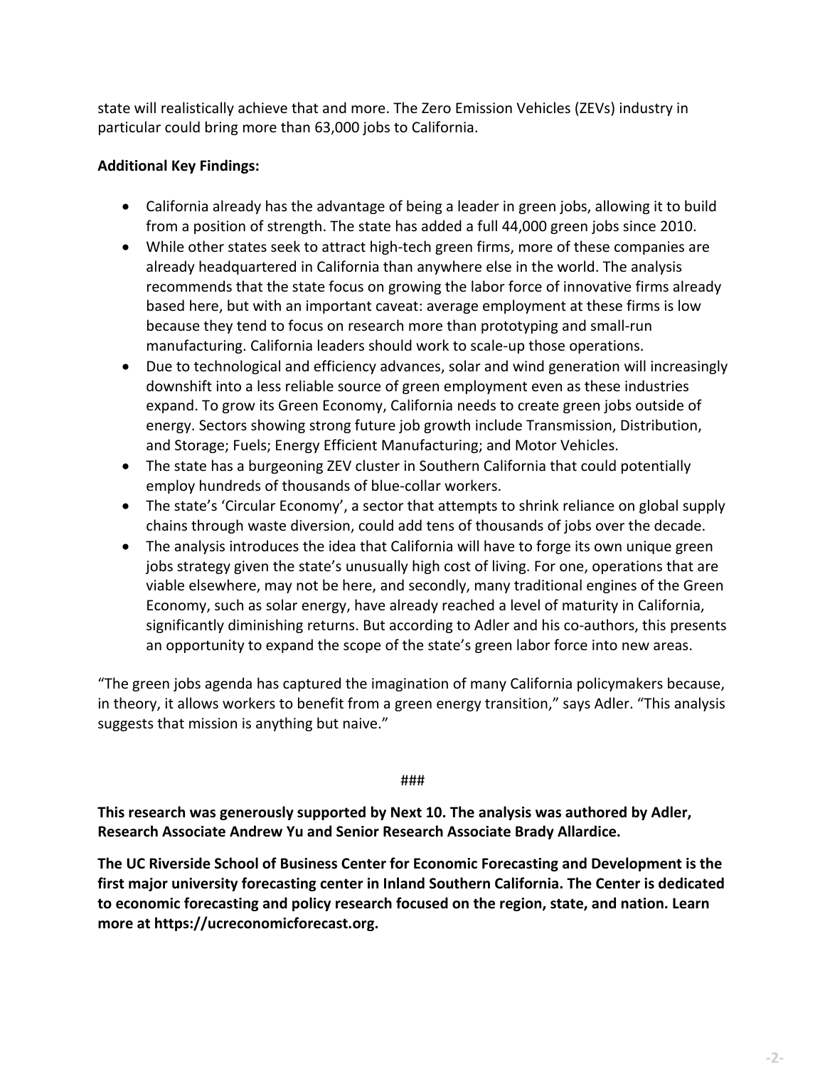state will realistically achieve that and more. The Zero Emission Vehicles (ZEVs) industry in particular could bring more than 63,000 jobs to California.

**Additional Key Findings:**

- California already has the advantage of being a leader in green jobs, allowing it to build from a position of strength. The state has added a full 44,000 green jobs since 2010.
- While other states seek to attract high-tech green firms, more of these companies are already headquartered in California than anywhere else in the world. The analysis recommends that the state focus on growing the labor force of innovative firms already based here, but with an important caveat: average employment at these firms is low because they tend to focus on research more than prototyping and small-run manufacturing. California leaders should work to scale-up those operations.
- Due to technological and efficiency advances, solar and wind generation will increasingly downshift into a less reliable source of green employment even as these industries expand. To grow its Green Economy, California needs to create green jobs outside of energy. Sectors showing strong future job growth include Transmission, Distribution, and Storage; Fuels; Energy Efficient Manufacturing; and Motor Vehicles.
- The state has a burgeoning ZEV cluster in Southern California that could potentially employ hundreds of thousands of blue-collar workers.
- The state's 'Circular Economy', a sector that attempts to shrink reliance on global supply chains through waste diversion, could add tens of thousands of jobs over the decade.
- The analysis introduces the idea that California will have to forge its own unique green jobs strategy given the state's unusually high cost of living. For one, operations that are viable elsewhere, may not be here, and secondly, many traditional engines of the Green Economy, such as solar energy, have already reached a level of maturity in California, significantly diminishing returns. But according to Adler and his co-authors, this presents an opportunity to expand the scope of the state's green labor force into new areas.

"The green jobs agenda has captured the imagination of many California policymakers because, in theory, it allows workers to benefit from a green energy transition," says Adler. "This analysis suggests that mission is anything but naive."

###

**This research was generously supported by Next 10. The analysis was authored by Adler, Research Associate Andrew Yu and Senior Research Associate Brady Allardice.**

**The UC Riverside School of Business Center for Economic Forecasting and Development is the first major university forecasting center in Inland Southern California. The Center is dedicated to economic forecasting and policy research focused on the region, state, and nation. Learn more at https://ucreconomicforecast.org.**